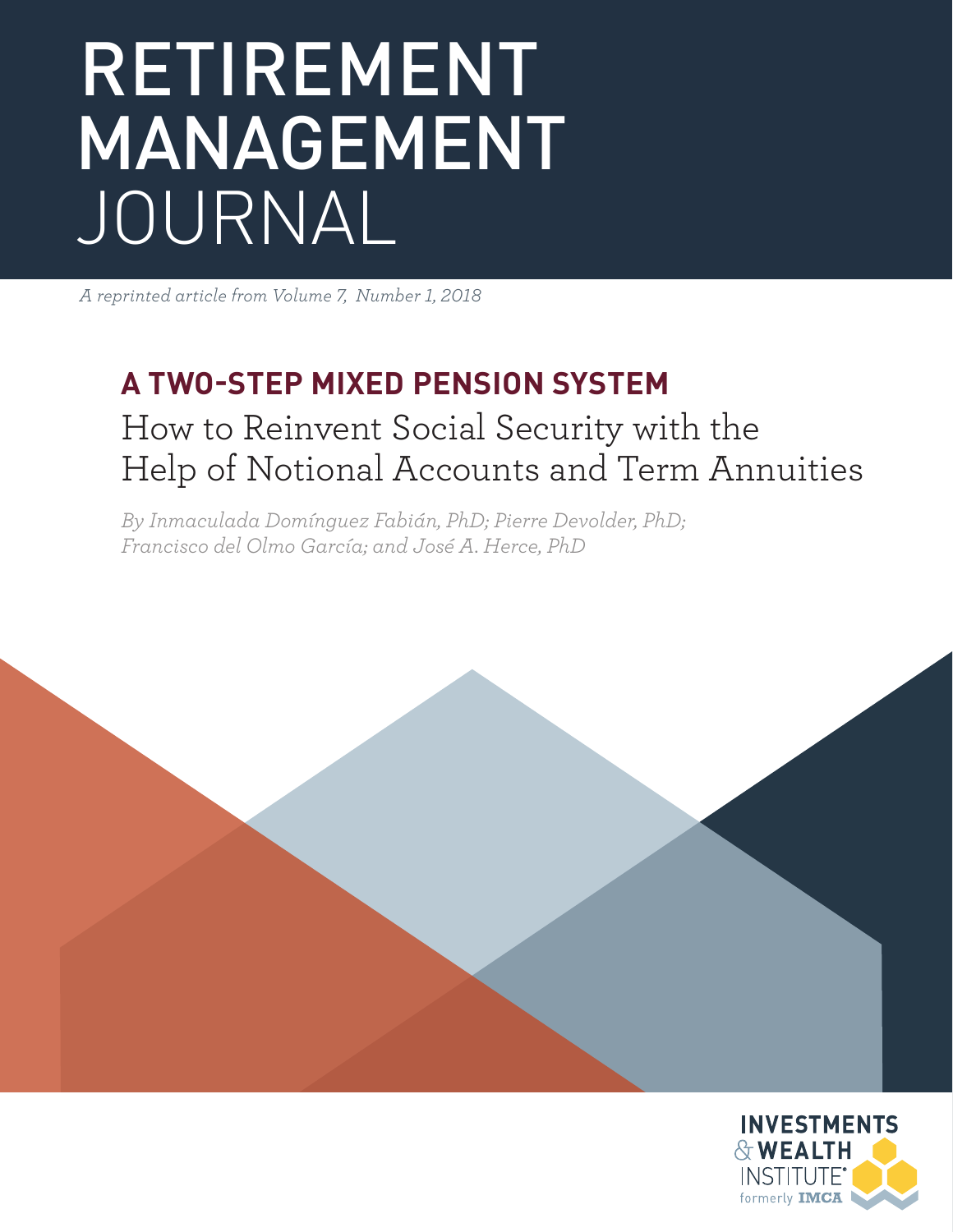# RETIREMENT MANAGEMENT JOURNAL

*A reprinted article from Volume 7, Number 1, 2018*

## A TWO-STEP MIXED PENSION SYSTEM

### How to Reinvent Social Security with the Help of Notional Accounts and Term Annuities

*By Inmaculada Domínguez Fabián, PhD; Pierre Devolder, PhD; Francisco del Olmo García; and José A. Herce, PhD*

INVESTMENTS & WEALTH INSTITUTE® formerly IMCA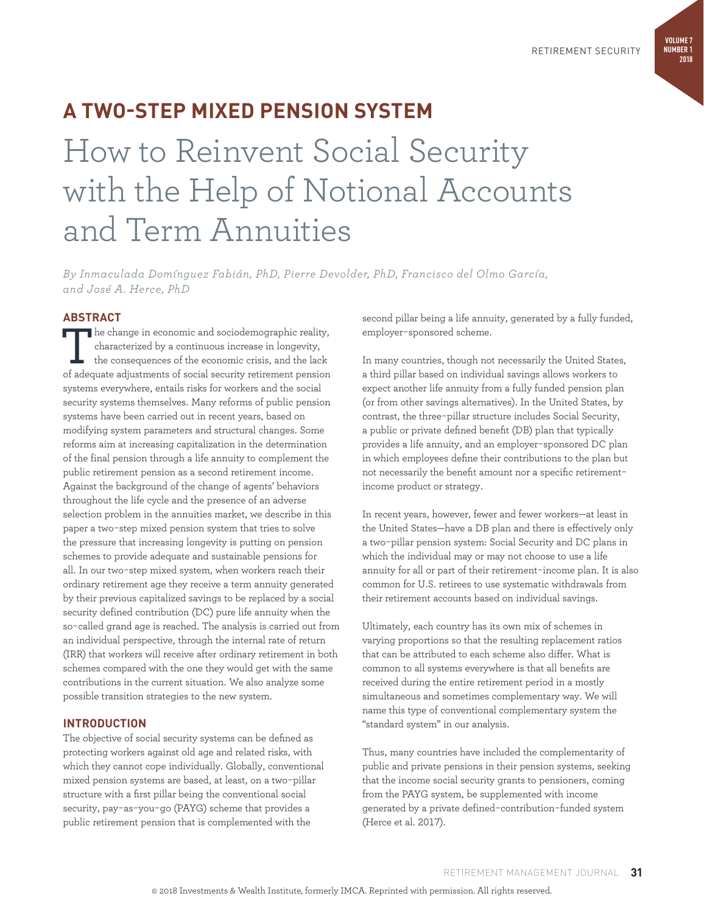# A TWO-STEP MIXED PENSION SYSTEM

## How to Reinvent Social Security with the Help of Notional Accounts and Term Annuities

*By Inmaculada Domínguez Fabián, PhD, Pierre Devolder, PhD, Francisco del Olmo García, and José A. Herce, PhD*

### ABSTRACT

The change in economic and sociodemographic reality, characterized by a continuous increase in longevity, the consequences of the economic crisis, and the lack of adequate adjustments of social security retirement pension systems everywhere, entails risks for workers and the social security systems themselves. Many reforms of public pension systems have been carried out in recent years, based on modifying system parameters and structural changes. Some reforms aim at increasing capitalization in the determination of the final pension through a life annuity to complement the public retirement pension as a second retirement income. Against the background of the change of agents' behaviors throughout the life cycle and the presence of an adverse selection problem in the annuities market, we describe in this paper a two-step mixed pension system that tries to solve the pressure that increasing longevity is putting on pension schemes to provide adequate and sustainable pensions for all. In our two-step mixed system, when workers reach their ordinary retirement age they receive a term annuity generated by their previous capitalized savings to be replaced by a social security defined contribution (DC) pure life annuity when the so-called grand age is reached. The analysis is carried out from an individual perspective, through the internal rate of return (IRR) that workers will receive after ordinary retirement in both schemes compared with the one they would get with the same contributions in the current situation. We also analyze some possible transition strategies to the new system.

### INTRODUCTION

The objective of social security systems can be defined as protecting workers against old age and related risks, with which they cannot cope individually. Globally, conventional mixed pension systems are based, at least, on a two-pillar structure with a first pillar being the conventional social security, pay-as-you-go (PAYG) scheme that provides a public retirement pension that is complemented with the second pillar being a life annuity, generated by a fully funded, employer-sponsored scheme.

In many countries, though not necessarily the United States, a third pillar based on individual savings allows workers to expect another life annuity from a fully funded pension plan (or from other savings alternatives). In the United States, by contrast, the three-pillar structure includes Social Security, a public or private defined benefit (DB) plan that typically provides a life annuity, and an employer-sponsored DC plan in which employees define their contributions to the plan but not necessarily the benefit amount nor a specific retirement-income product or strategy.

In recent years, however, fewer and fewer workers—at least in the United States—have a DB plan and there is effectively only a two-pillar pension system: Social Security and DC plans in which the individual may or may not choose to use a life annuity for all or part of their retirement-income plan. It is also common for U.S. retirees to use systematic withdrawals from their retirement accounts based on individual savings.

Ultimately, each country has its own mix of schemes in varying proportions so that the resulting replacement ratios that can be attributed to each scheme also differ. What is common to all systems everywhere is that all benefits are received during the entire retirement period in a mostly simultaneous and sometimes complementary way. We will name this type of conventional complementary system the "standard system" in our analysis.

Thus, many countries have included the complementarity of public and private pensions in their pension systems, seeking that the income social security grants to pensioners, coming from the PAYG system, be supplemented with income generated by a private defined-contribution-funded system (Herce et al. 2017).

© 2018 Investments & Wealth Institute, formerly IMCA. Reprinted with permission. All rights reserved.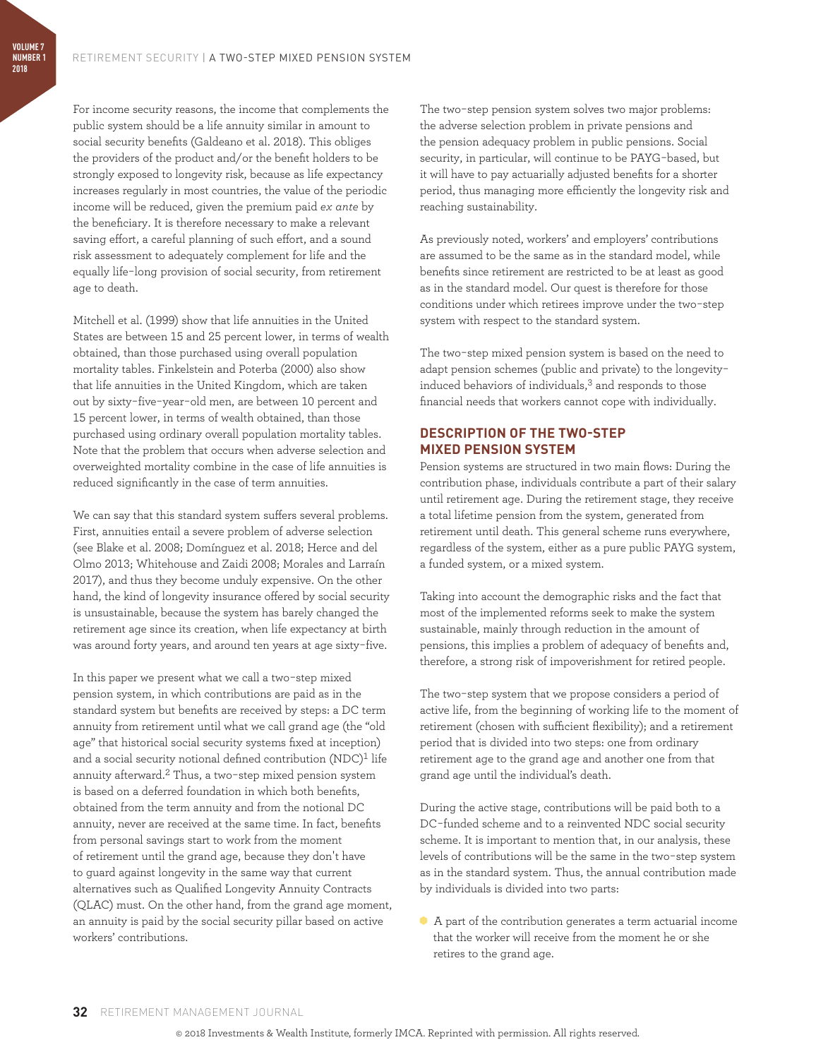For income security reasons, the income that complements the public system should be a life annuity similar in amount to social security benefits (Galdeano et al. 2018). This obliges the providers of the product and/or the benefit holders to be strongly exposed to longevity risk, because as life expectancy increases regularly in most countries, the value of the periodic income will be reduced, given the premium paid *ex ante* by the beneficiary. It is therefore necessary to make a relevant saving effort, a careful planning of such effort, and a sound risk assessment to adequately complement for life and the equally life-long provision of social security, from retirement age to death.

Mitchell et al. (1999) show that life annuities in the United States are between 15 and 25 percent lower, in terms of wealth obtained, than those purchased using overall population mortality tables. Finkelstein and Poterba (2000) also show that life annuities in the United Kingdom, which are taken out by sixty-five-year-old men, are between 10 percent and 15 percent lower, in terms of wealth obtained, than those purchased using ordinary overall population mortality tables. Note that the problem that occurs when adverse selection and overweighted mortality combine in the case of life annuities is reduced significantly in the case of term annuities.

We can say that this standard system suffers several problems. First, annuities entail a severe problem of adverse selection (see Blake et al. 2008; Domínguez et al. 2018; Herce and del Olmo 2013; Whitehouse and Zaidi 2008; Morales and Larraín 2017), and thus they become unduly expensive. On the other hand, the kind of longevity insurance offered by social security is unsustainable, because the system has barely changed the retirement age since its creation, when life expectancy at birth was around forty years, and around ten years at age sixty-five.

In this paper we present what we call a two-step mixed pension system, in which contributions are paid as in the standard system but benefits are received by steps: a DC term annuity from retirement until what we call grand age (the "old age" that historical social security systems fixed at inception) and a social security notional defined contribution (NDC)[1] life annuity afterward.[2] Thus, a two-step mixed pension system is based on a deferred foundation in which both benefits, obtained from the term annuity and from the notional DC annuity, never are received at the same time. In fact, benefits from personal savings start to work from the moment of retirement until the grand age, because they don't have to guard against longevity in the same way that current alternatives such as Qualified Longevity Annuity Contracts (QLAC) must. On the other hand, from the grand age moment, an annuity is paid by the social security pillar based on active workers' contributions.

The two-step pension system solves two major problems: the adverse selection problem in private pensions and the pension adequacy problem in public pensions. Social security, in particular, will continue to be PAYG-based, but it will have to pay actuarially adjusted benefits for a shorter period, thus managing more efficiently the longevity risk and reaching sustainability.

As previously noted, workers' and employers' contributions are assumed to be the same as in the standard model, while benefits since retirement are restricted to be at least as good as in the standard model. Our quest is therefore for those conditions under which retirees improve under the two-step system with respect to the standard system.

The two-step mixed pension system is based on the need to adapt pension schemes (public and private) to the longevity-induced behaviors of individuals,[3] and responds to those financial needs that workers cannot cope with individually.

## DESCRIPTION OF THE TWO-STEP MIXED PENSION SYSTEM

Pension systems are structured in two main flows: During the contribution phase, individuals contribute a part of their salary until retirement age. During the retirement stage, they receive a total lifetime pension from the system, generated from retirement until death. This general scheme runs everywhere, regardless of the system, either as a pure public PAYG system, a funded system, or a mixed system.

Taking into account the demographic risks and the fact that most of the implemented reforms seek to make the system sustainable, mainly through reduction in the amount of pensions, this implies a problem of adequacy of benefits and, therefore, a strong risk of impoverishment for retired people.

The two-step system that we propose considers a period of active life, from the beginning of working life to the moment of retirement (chosen with sufficient flexibility); and a retirement period that is divided into two steps: one from ordinary retirement age to the grand age and another one from that grand age until the individual's death.

During the active stage, contributions will be paid both to a DC-funded scheme and to a reinvented NDC social security scheme. It is important to mention that, in our analysis, these levels of contributions will be the same in the two-step system as in the standard system. Thus, the annual contribution made by individuals is divided into two parts:

- A part of the contribution generates a term actuarial income that the worker will receive from the moment he or she retires to the grand age.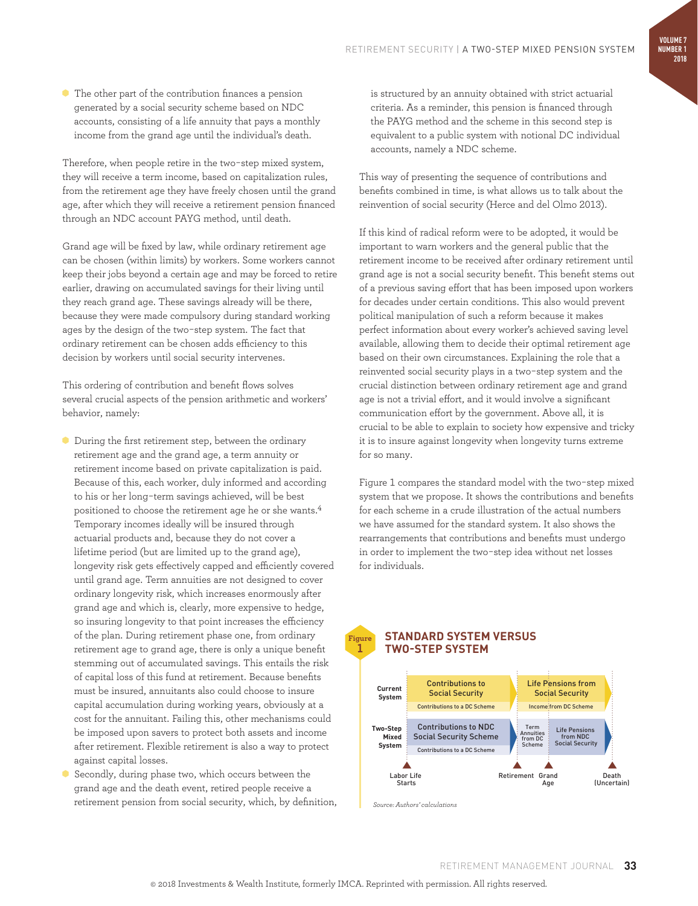- The other part of the contribution finances a pension generated by a social security scheme based on NDC accounts, consisting of a life annuity that pays a monthly income from the grand age until the individual's death.

Therefore, when people retire in the two-step mixed system, they will receive a term income, based on capitalization rules, from the retirement age they have freely chosen until the grand age, after which they will receive a retirement pension financed through an NDC account PAYG method, until death.

Grand age will be fixed by law, while ordinary retirement age can be chosen (within limits) by workers. Some workers cannot keep their jobs beyond a certain age and may be forced to retire earlier, drawing on accumulated savings for their living until they reach grand age. These savings already will be there, because they were made compulsory during standard working ages by the design of the two-step system. The fact that ordinary retirement can be chosen adds efficiency to this decision by workers until social security intervenes.

This ordering of contribution and benefit flows solves several crucial aspects of the pension arithmetic and workers' behavior, namely:

- During the first retirement step, between the ordinary retirement age and the grand age, a term annuity or retirement income based on private capitalization is paid. Because of this, each worker, duly informed and according to his or her long-term savings achieved, will be best positioned to choose the retirement age he or she wants.[4] Temporary incomes ideally will be insured through actuarial products and, because they do not cover a lifetime period (but are limited up to the grand age), longevity risk gets effectively capped and efficiently covered until grand age. Term annuities are not designed to cover ordinary longevity risk, which increases enormously after grand age and which is, clearly, more expensive to hedge, so insuring longevity to that point increases the efficiency of the plan. During retirement phase one, from ordinary retirement age to grand age, there is only a unique benefit stemming out of accumulated savings. This entails the risk of capital loss of this fund at retirement. Because benefits must be insured, annuitants also could choose to insure capital accumulation during working years, obviously at a cost for the annuitant. Failing this, other mechanisms could be imposed upon savers to protect both assets and income after retirement. Flexible retirement is also a way to protect against capital losses.
- Secondly, during phase two, which occurs between the grand age and the death event, retired people receive a retirement pension from social security, which, by definition, is structured by an annuity obtained with strict actuarial criteria. As a reminder, this pension is financed through the PAYG method and the scheme in this second step is equivalent to a public system with notional DC individual accounts, namely a NDC scheme.

This way of presenting the sequence of contributions and benefits combined in time, is what allows us to talk about the reinvention of social security (Herce and del Olmo 2013).

If this kind of radical reform were to be adopted, it would be important to warn workers and the general public that the retirement income to be received after ordinary retirement until grand age is not a social security benefit. This benefit stems out of a previous saving effort that has been imposed upon workers for decades under certain conditions. This also would prevent political manipulation of such a reform because it makes perfect information about every worker's achieved saving level available, allowing them to decide their optimal retirement age based on their own circumstances. Explaining the role that a reinvented social security plays in a two-step system and the crucial distinction between ordinary retirement age and grand age is not a trivial effort, and it would involve a significant communication effort by the government. Above all, it is crucial to be able to explain to society how expensive and tricky it is to insure against longevity when longevity turns extreme for so many.

Figure 1 compares the standard model with the two-step mixed system that we propose. It shows the contributions and benefits for each scheme in a crude illustration of the actual numbers we have assumed for the standard system. It also shows the rearrangements that contributions and benefits must undergo in order to implement the two-step idea without net losses for individuals.

**Figure 1**

## STANDARD SYSTEM VERSUS TWO-STEP SYSTEM

| | Labor Life Starts → Retirement | Retirement → Grand Age | Grand Age → Death (Uncertain) |
|---|---|---|---|
| Current System | Contributions to Social Security; Contributions to a DC Scheme | Life Pensions from Social Security; Income from DC Scheme | |
| Two-Step Mixed System | Contributions to NDC Social Security Scheme; Contributions to a DC Scheme | Term Annuities from DC Scheme | Life Pensions from NDC Social Security |

*Source: Authors' calculations*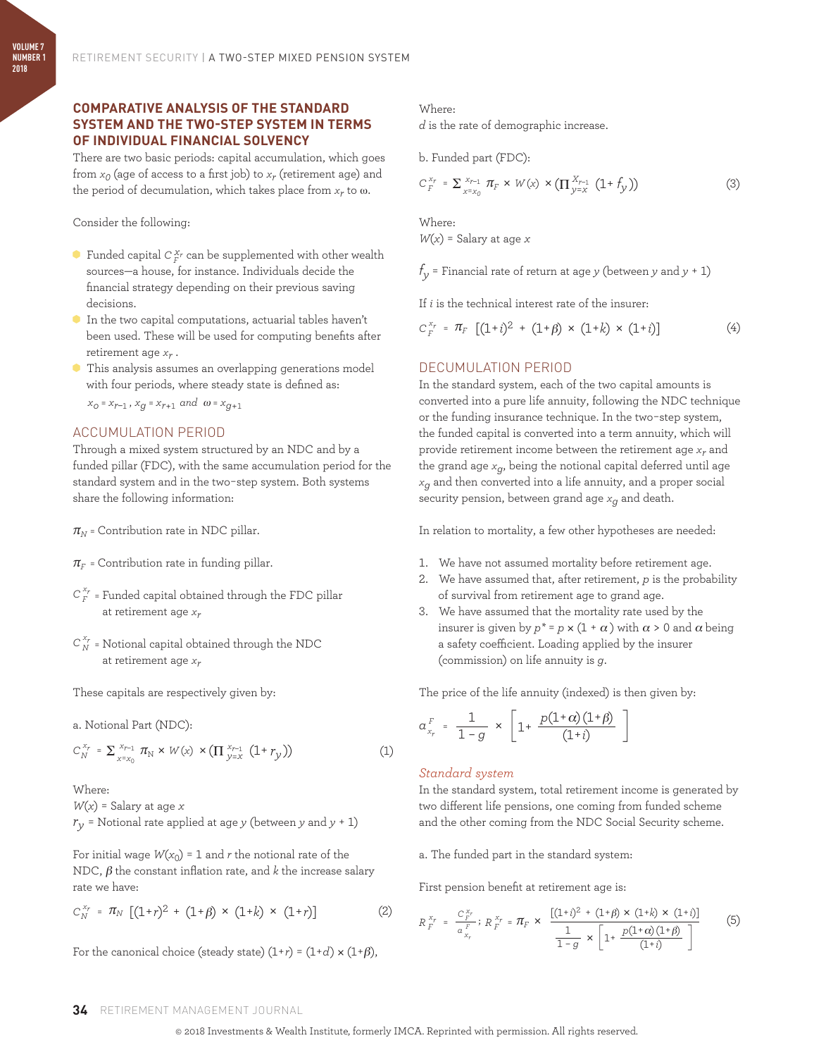## COMPARATIVE ANALYSIS OF THE STANDARD SYSTEM AND THE TWO-STEP SYSTEM IN TERMS OF INDIVIDUAL FINANCIAL SOLVENCY

There are two basic periods: capital accumulation, which goes from $x_0$ (age of access to a first job) to $x_r$ (retirement age) and the period of decumulation, which takes place from $x_r$ to ω.

Consider the following:

- Funded capital $C_F^{x_r}$ can be supplemented with other wealth sources—a house, for instance. Individuals decide the financial strategy depending on their previous saving decisions.
- In the two capital computations, actuarial tables haven't been used. These will be used for computing benefits after retirement age $x_r$.
- This analysis assumes an overlapping generations model with four periods, where steady state is defined as: $x_0 = x_{r-1}$, $x_g = x_{r+1}$ *and* $\omega = x_{g+1}$

### ACCUMULATION PERIOD

Through a mixed system structured by an NDC and by a funded pillar (FDC), with the same accumulation period for the standard system and in the two-step system. Both systems share the following information:

$\pi_N$ = Contribution rate in NDC pillar.

$\pi_F$ = Contribution rate in funding pillar.

$C_F^{x_r}$ = Funded capital obtained through the FDC pillar at retirement age $x_r$

$C_N^{x_r}$ = Notional capital obtained through the NDC at retirement age $x_r$

These capitals are respectively given by:

a. Notional Part (NDC):

$$C_N^{x_r} = \sum_{x=x_0}^{x_{r-1}} \pi_N \times W(x) \times \left(\prod_{y=x}^{x_{r-1}} (1+r_y)\right) \tag{1}$$

Where:
$W(x)$ = Salary at age $x$
$r_y$ = Notional rate applied at age $y$ (between $y$ and $y + 1$)

For initial wage $W(x_0) = 1$ and $r$ the notional rate of the NDC, $\beta$ the constant inflation rate, and $k$ the increase salary rate we have:

$$C_N^{x_r} = \pi_N \left[(1+r)^2 + (1+\beta) \times (1+k) \times (1+r)\right] \tag{2}$$

For the canonical choice (steady state) $(1+r) = (1+d) \times (1+\beta)$,

Where:
$d$ is the rate of demographic increase.

b. Funded part (FDC):

$$C_F^{x_r} = \sum_{x=x_0}^{x_{r-1}} \pi_F \times W(x) \times \left(\prod_{y=x}^{X_{r-1}} (1+f_y)\right) \tag{3}$$

Where:
$W(x)$ = Salary at age $x$

$f_y$ = Financial rate of return at age $y$ (between $y$ and $y + 1$)

If $i$ is the technical interest rate of the insurer:

$$C_F^{x_r} = \pi_F \left[(1+i)^2 + (1+\beta) \times (1+k) \times (1+i)\right] \tag{4}$$

### DECUMULATION PERIOD

In the standard system, each of the two capital amounts is converted into a pure life annuity, following the NDC technique or the funding insurance technique. In the two-step system, the funded capital is converted into a term annuity, which will provide retirement income between the retirement age $x_r$ and the grand age $x_g$, being the notional capital deferred until age $x_g$ and then converted into a life annuity, and a proper social security pension, between grand age $x_g$ and death.

In relation to mortality, a few other hypotheses are needed:

1. We have not assumed mortality before retirement age.
2. We have assumed that, after retirement, $p$ is the probability of survival from retirement age to grand age.
3. We have assumed that the mortality rate used by the insurer is given by $p^* = p \times (1 + \alpha)$ with $\alpha > 0$ and $\alpha$ being a safety coefficient. Loading applied by the insurer (commission) on life annuity is $g$.

The price of the life annuity (indexed) is then given by:

$$a_{x_r}^F = \frac{1}{1-g} \times \left[1 + \frac{p(1+\alpha)(1+\beta)}{(1+i)}\right]$$

#### *Standard system*

In the standard system, total retirement income is generated by two different life pensions, one coming from funded scheme and the other coming from the NDC Social Security scheme.

a. The funded part in the standard system:

First pension benefit at retirement age is:

$$R_F^{x_r} = \frac{C_F^{x_r}}{a_{x_r}^F};\ R_F^{x_r} = \pi_F \times \frac{\left[(1+i)^2 + (1+\beta) \times (1+k) \times (1+i)\right]}{\frac{1}{1-g} \times \left[1 + \frac{p(1+\alpha)(1+\beta)}{(1+i)}\right]} \tag{5}$$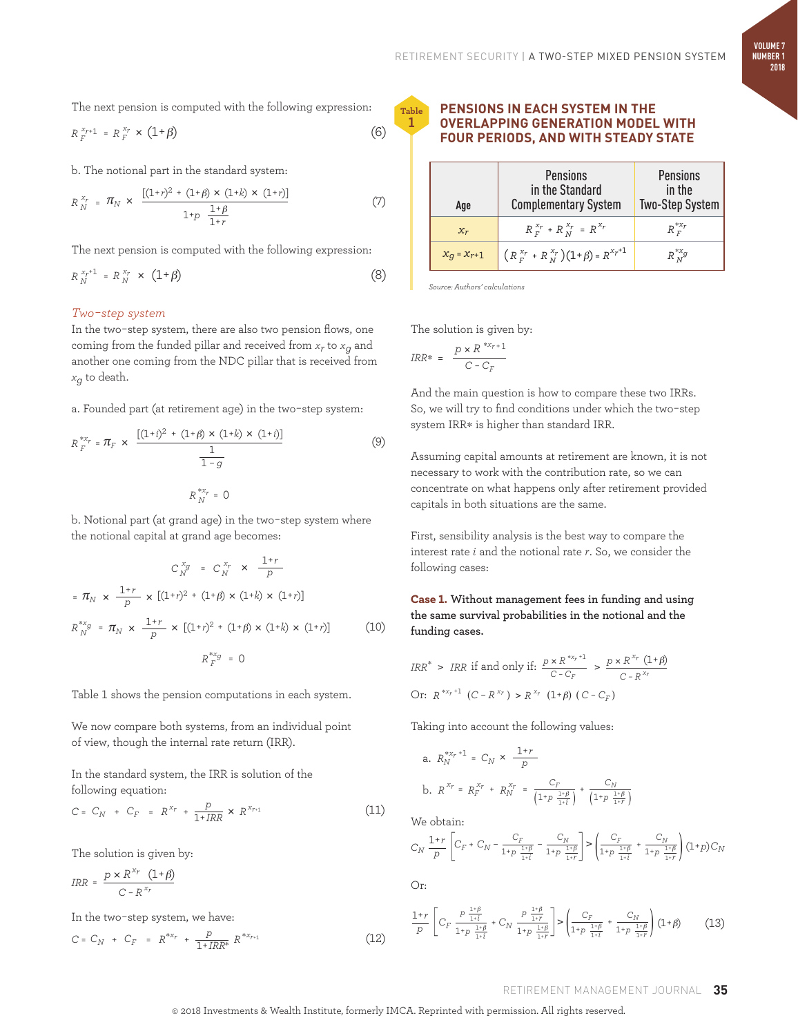The next pension is computed with the following expression:

$$R_F^{x_r+1} = R_F^{x_r} \times (1+\beta) \tag{6}$$

b. The notional part in the standard system:

$$R_N^{x_r} = \pi_N \times \frac{[(1+r)^2 + (1+\beta) \times (1+k) \times (1+r)]}{1+p \;\frac{1+\beta}{1+r}} \tag{7}$$

The next pension is computed with the following expression:

$$R_N^{x_r+1} = R_N^{x_r} \times (1+\beta) \tag{8}$$

*Two-step system*

In the two-step system, there are also two pension flows, one coming from the funded pillar and received from $x_r$ to $x_g$ and another one coming from the NDC pillar that is received from $x_g$ to death.

a. Founded part (at retirement age) in the two-step system:

$$R_F^{*x_r} = \pi_F \times \frac{[(1+i)^2 + (1+\beta) \times (1+k) \times (1+i)]}{\frac{1}{1-g}} \tag{9}$$

$$R_N^{*x_r} = 0$$

b. Notional part (at grand age) in the two-step system where the notional capital at grand age becomes:

$$C_N^{x_g} = C_N^{x_r} \times \frac{1+r}{p}$$

$$= \pi_N \times \frac{1+r}{p} \times [(1+r)^2 + (1+\beta) \times (1+k) \times (1+r)]$$

$$R_N^{*x_g} = \pi_N \times \frac{1+r}{p} \times [(1+r)^2 + (1+\beta) \times (1+k) \times (1+r)] \tag{10}$$

$$R_F^{*x_g} = 0$$

Table 1 shows the pension computations in each system.

We now compare both systems, from an individual point of view, though the internal rate return (IRR).

In the standard system, the IRR is solution of the following equation:

$$C = C_N + C_F = R^{x_r} + \frac{p}{1+IRR} \times R^{x_{r+1}} \tag{11}$$

The solution is given by:

$$IRR = \frac{p \times R^{x_r}\;(1+\beta)}{C - R^{x_r}}$$

In the two-step system, we have:

$$C = C_N + C_F = R^{*x_r} + \frac{p}{1+IRR^*} R^{*x_{r+1}} \tag{12}$$

**Table 1: PENSIONS IN EACH SYSTEM IN THE OVERLAPPING GENERATION MODEL WITH FOUR PERIODS, AND WITH STEADY STATE**

| Age | Pensions in the Standard Complementary System | Pensions in the Two-Step System |
|---|---|---|
| $x_r$ | $R_F^{x_r} + R_N^{x_r} = R^{x_r}$ | $R_F^{*x_r}$ |
| $x_g = x_{r+1}$ | $(R_F^{x_r} + R_N^{x_r})(1+\beta) = R^{x_r+1}$ | $R_N^{*x_g}$ |

Source: Authors' calculations

The solution is given by:

$$IRR* = \frac{p \times R^{*x_r+1}}{C - C_F}$$

And the main question is how to compare these two IRRs. So, we will try to find conditions under which the two-step system IRR* is higher than standard IRR.

Assuming capital amounts at retirement are known, it is not necessary to work with the contribution rate, so we can concentrate on what happens only after retirement provided capitals in both situations are the same.

First, sensibility analysis is the best way to compare the interest rate $i$ and the notional rate $r$. So, we consider the following cases:

**Case 1. Without management fees in funding and using the same survival probabilities in the notional and the funding cases.**

$$IRR^* > IRR \text{ if and only if: } \frac{p \times R^{*x_r+1}}{C - C_F} > \frac{p \times R^{x_r}\;(1+\beta)}{C - R^{x_r}}$$

Or: $R^{*x_r+1}\;(C - R^{x_r}) > R^{x_r}\;(1+\beta)\;(C - C_F)$

Taking into account the following values:

a. $R_N^{*x_r+1} = C_N \times \dfrac{1+r}{p}$

b. $R^{x_r} = R_F^{x_r} + R_N^{x_r} = \dfrac{C_F}{\left(1+p\;\frac{1+\beta}{1+i}\right)} + \dfrac{C_N}{\left(1+p\;\frac{1+\beta}{1+r}\right)}$

We obtain:

$$C_N \frac{1+r}{p}\left[C_F + C_N - \frac{C_F}{1+p\;\frac{1+\beta}{1+i}} - \frac{C_N}{1+p\;\frac{1+\beta}{1+r}}\right] > \left(\frac{C_F}{1+p\;\frac{1+\beta}{1+i}} + \frac{C_N}{1+p\;\frac{1+\beta}{1+r}}\right)(1+p)C_N$$

Or:

$$\frac{1+r}{p}\left[C_F\;\frac{p\;\frac{1+\beta}{1+i}}{1+p\;\frac{1+\beta}{1+i}} + C_N\;\frac{p\;\frac{1+\beta}{1+r}}{1+p\;\frac{1+\beta}{1+r}}\right] > \left(\frac{C_F}{1+p\;\frac{1+\beta}{1+i}} + \frac{C_N}{1+p\;\frac{1+\beta}{1+r}}\right)(1+\beta) \tag{13}$$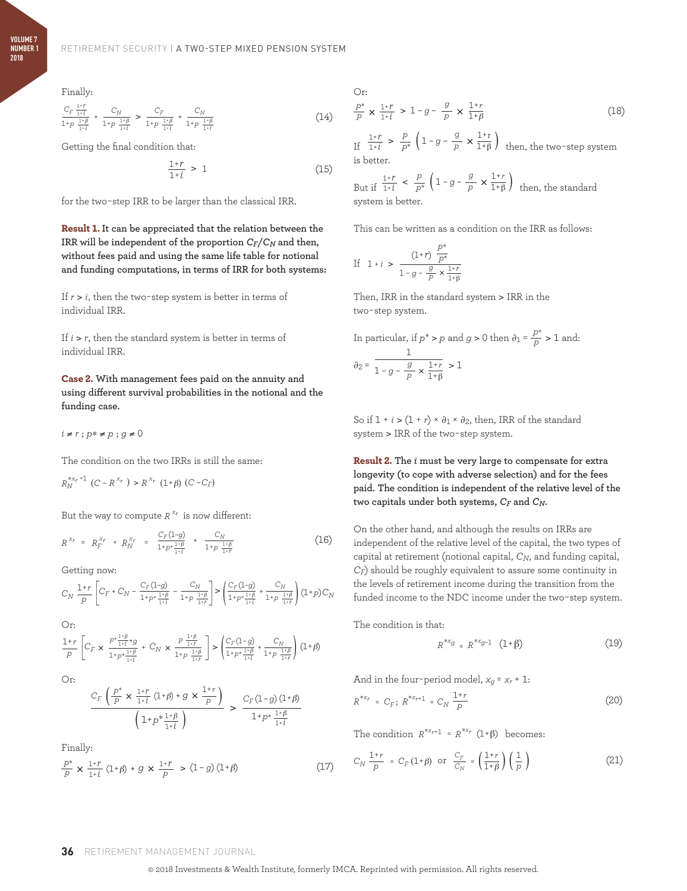Finally:

$$\frac{C_F \frac{1+r}{1+i}}{1+p\,\frac{1+\beta}{1+i}} + \frac{C_N}{1+p\,\frac{1+\beta}{1+i}} > \frac{C_F}{1+p\,\frac{1+\beta}{1+i}} + \frac{C_N}{1+p\,\frac{1+\beta}{1+i}} \tag{14}$$

Getting the final condition that:

$$\frac{1+r}{1+i} > 1 \tag{15}$$

for the two-step IRR to be larger than the classical IRR.

**Result 1. It can be appreciated that the relation between the IRR will be independent of the proportion $C_F/C_N$ and then, without fees paid and using the same life table for notional and funding computations, in terms of IRR for both systems:**

If $r > i$, then the two-step system is better in terms of individual IRR.

If $i > r$, then the standard system is better in terms of individual IRR.

**Case 2. With management fees paid on the annuity and using different survival probabilities in the notional and the funding case.**

$i \neq r$ ; $p* \neq p$ ; $g \neq 0$

The condition on the two IRRs is still the same:

$$R_N^{*x_r+1}\,(C - R^{x_r}) > R^{x_r}\,(1+\beta)\,(C - C_F)$$

But the way to compute $R^{x_r}$ is now different:

$$R^{x_r} = R_F^{x_r} + R_N^{x_r} = \frac{C_F(1-g)}{1+p^*\frac{1+\beta}{1+i}} + \frac{C_N}{1+p\,\frac{1+\beta}{1+r}} \tag{16}$$

Getting now:

$$C_N\,\frac{1+r}{p}\left[C_F + C_N - \frac{C_F(1-g)}{1+p^*\frac{1+\beta}{1+i}} - \frac{C_N}{1+p\,\frac{1+\beta}{1+r}}\right] > \left(\frac{C_F(1-g)}{1+p^*\frac{1+\beta}{1+i}} + \frac{C_N}{1+p\,\frac{1+\beta}{1+r}}\right)(1+p)C_N$$

Or:

$$\frac{1+r}{p}\left[C_F \times \frac{p^*\frac{1+\beta}{1+i}+g}{1+p^*\frac{1+\beta}{1+i}} + C_N \times \frac{p\,\frac{1+\beta}{1+r}}{1+p\,\frac{1+\beta}{1+r}}\right] > \left(\frac{C_F(1-g)}{1+p^*\frac{1+\beta}{1+i}} + \frac{C_N}{1+p\,\frac{1+\beta}{1+r}}\right)(1+\beta)$$

Or:

$$\frac{C_F\left(\frac{p^*}{p} \times \frac{1+r}{1+i}(1+\beta) + g \times \frac{1+r}{p}\right)}{\left(1+p^*\frac{1+\beta}{1+i}\right)} > \frac{C_F(1-g)(1+\beta)}{1+p^*\frac{1+\beta}{1+i}}$$

Finally:

$$\frac{p^*}{p} \times \frac{1+r}{1+i}(1+\beta) + g \times \frac{1+r}{p} > (1-g)(1+\beta) \tag{17}$$

Or:

$$\frac{p^*}{p} \times \frac{1+r}{1+i} > 1 - g - \frac{g}{p} \times \frac{1+r}{1+\beta} \tag{18}$$

If $\frac{1+r}{1+i} > \frac{p}{p^*}\left(1 - g - \frac{g}{p} \times \frac{1+r}{1+\beta}\right)$ then, the two-step system is better.

But if $\frac{1+r}{1+i} < \frac{p}{p^*}\left(1 - g - \frac{g}{p} \times \frac{1+r}{1+\beta}\right)$ then, the standard system is better.

This can be written as a condition on the IRR as follows:

$$\text{If } 1+i > \frac{(1+r)\,\frac{p^*}{p^*}}{1 - g - \frac{g}{p} \times \frac{1+r}{1+\beta}}$$

Then, IRR in the standard system > IRR in the two-step system.

In particular, if $p^* > p$ and $g > 0$ then $\partial_1 = \frac{p^*}{p} > 1$ and:

$$\partial_2 = \frac{1}{1 - g - \frac{g}{p} \times \frac{1+r}{1+\beta}} > 1$$

So if $1 + i > (1 + r) \times \partial_1 \times \partial_2$, then, IRR of the standard system > IRR of the two-step system.

**Result 2. The $i$ must be very large to compensate for extra longevity (to cope with adverse selection) and for the fees paid. The condition is independent of the relative level of the two capitals under both systems, $C_F$ and $C_N$.**

On the other hand, and although the results on IRRs are independent of the relative level of the capital, the two types of capital at retirement (notional capital, $C_N$, and funding capital, $C_F$) should be roughly equivalent to assure some continuity in the levels of retirement income during the transition from the funded income to the NDC income under the two-step system.

The condition is that:

$$R^{*x_g} = R^{*x_g - 1}\,(1+\beta) \tag{19}$$

And in the four-period model, $x_g = x_r + 1$:

$$R^{*x_r} = C_F;\; R^{*x_r+1} = C_N\,\frac{1+r}{p} \tag{20}$$

The condition $R^{*x_r+1} = R^{*x_r}\,(1+\beta)$ becomes:

$$C_N\,\frac{1+r}{p} = C_F(1+\beta) \;\text{ or }\; \frac{C_F}{C_N} = \left(\frac{1+r}{1+\beta}\right)\left(\frac{1}{p}\right) \tag{21}$$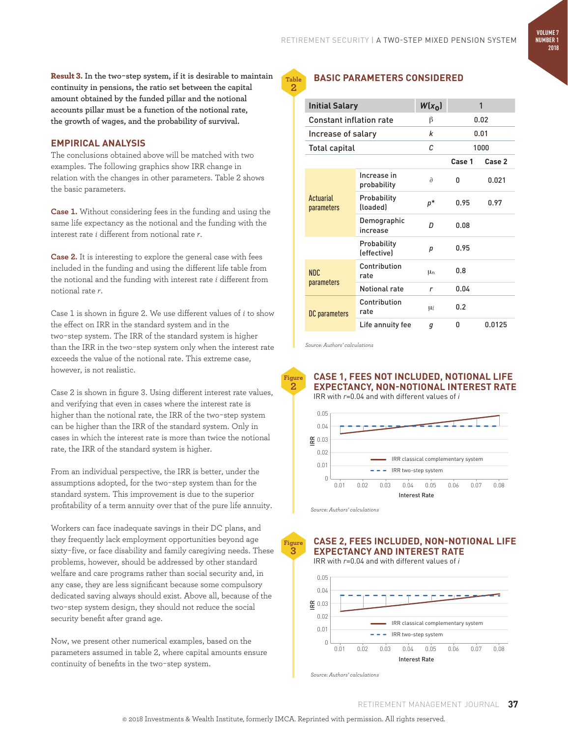**Result 3.** In the two-step system, if it is desirable to maintain continuity in pensions, the ratio set between the capital amount obtained by the funded pillar and the notional accounts pillar must be a function of the notional rate, the growth of wages, and the probability of survival.

## EMPIRICAL ANALYSIS

The conclusions obtained above will be matched with two examples. The following graphics show IRR change in relation with the changes in other parameters. Table 2 shows the basic parameters.

**Case 1.** Without considering fees in the funding and using the same life expectancy as the notional and the funding with the interest rate $i$ different from notional rate $r$.

**Case 2.** It is interesting to explore the general case with fees included in the funding and using the different life table from the notional and the funding with interest rate $i$ different from notional rate $r$.

Case 1 is shown in figure 2. We use different values of $i$ to show the effect on IRR in the standard system and in the two-step system. The IRR of the standard system is higher than the IRR in the two-step system only when the interest rate exceeds the value of the notional rate. This extreme case, however, is not realistic.

Case 2 is shown in figure 3. Using different interest rate values, and verifying that even in cases where the interest rate is higher than the notional rate, the IRR of the two-step system can be higher than the IRR of the standard system. Only in cases in which the interest rate is more than twice the notional rate, the IRR of the standard system is higher.

From an individual perspective, the IRR is better, under the assumptions adopted, for the two-step system than for the standard system. This improvement is due to the superior profitability of a term annuity over that of the pure life annuity.

Workers can face inadequate savings in their DC plans, and they frequently lack employment opportunities beyond age sixty-five, or face disability and family caregiving needs. These problems, however, should be addressed by other standard welfare and care programs rather than social security and, in any case, they are less significant because some compulsory dedicated saving always should exist. Above all, because of the two-step system design, they should not reduce the social security benefit after grand age.

Now, we present other numerical examples, based on the parameters assumed in table 2, where capital amounts ensure continuity of benefits in the two-step system.

### Table 2: BASIC PARAMETERS CONSIDERED

| Initial Salary | | $W(x_0)$ | 1 | |
|---|---|---|---|---|
| Constant inflation rate | | $\beta$ | 0.02 | |
| Increase of salary | | $k$ | 0.01 | |
| Total capital | | $C$ | 1000 | |
| | | | Case 1 | Case 2 |
| Actuarial parameters | Increase in probability | $\partial$ | 0 | 0.021 |
| | Probability (loaded) | $p^*$ | 0.95 | 0.97 |
| | Demographic increase | $D$ | 0.08 | |
| | Probability (effective) | $p$ | 0.95 | |
| NDC parameters | Contribution rate | $\mu_n$ | 0.8 | |
| | Notional rate | $r$ | 0.04 | |
| DC parameters | Contribution rate | $\mu_f$ | 0.2 | |
| | Life annuity fee | $g$ | 0 | 0.0125 |

*Source: Authors' calculations*

### Figure 2: CASE 1, FEES NOT INCLUDED, NOTIONAL LIFE EXPECTANCY, NON-NOTIONAL INTEREST RATE

IRR with $r$=0.04 and with different values of $i$

*Source: Authors' calculations*

### Figure 3: CASE 2, FEES INCLUDED, NON-NOTIONAL LIFE EXPECTANCY AND INTEREST RATE

IRR with $r$=0.04 and with different values of $i$

*Source: Authors' calculations*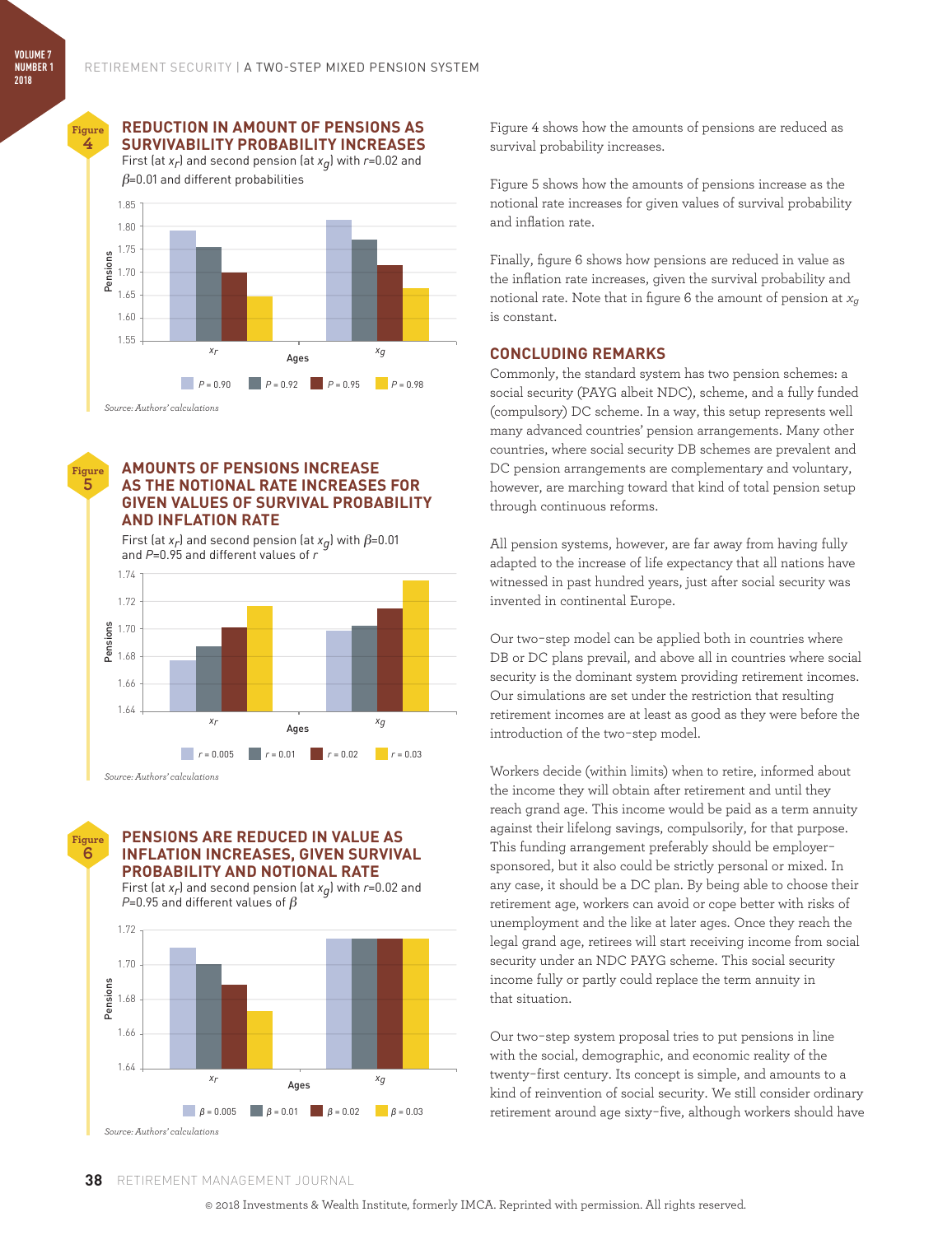**Figure 4**

### REDUCTION IN AMOUNT OF PENSIONS AS SURVIVABILITY PROBABILITY INCREASES

First (at $x_r$) and second pension (at $x_g$) with $r$=0.02 and $\beta$=0.01 and different probabilities

*Source: Authors' calculations*

**Figure 5**

### AMOUNTS OF PENSIONS INCREASE AS THE NOTIONAL RATE INCREASES FOR GIVEN VALUES OF SURVIVAL PROBABILITY AND INFLATION RATE

First (at $x_r$) and second pension (at $x_g$) with $\beta$=0.01 and $P$=0.95 and different values of $r$

*Source: Authors' calculations*

**Figure 6**

### PENSIONS ARE REDUCED IN VALUE AS INFLATION INCREASES, GIVEN SURVIVAL PROBABILITY AND NOTIONAL RATE

First (at $x_r$) and second pension (at $x_g$) with $r$=0.02 and $P$=0.95 and different values of $\beta$

*Source: Authors' calculations*

Figure 4 shows how the amounts of pensions are reduced as survival probability increases.

Figure 5 shows how the amounts of pensions increase as the notional rate increases for given values of survival probability and inflation rate.

Finally, figure 6 shows how pensions are reduced in value as the inflation rate increases, given the survival probability and notional rate. Note that in figure 6 the amount of pension at $x_g$ is constant.

## CONCLUDING REMARKS

Commonly, the standard system has two pension schemes: a social security (PAYG albeit NDC), scheme, and a fully funded (compulsory) DC scheme. In a way, this setup represents well many advanced countries' pension arrangements. Many other countries, where social security DB schemes are prevalent and DC pension arrangements are complementary and voluntary, however, are marching toward that kind of total pension setup through continuous reforms.

All pension systems, however, are far away from having fully adapted to the increase of life expectancy that all nations have witnessed in past hundred years, just after social security was invented in continental Europe.

Our two-step model can be applied both in countries where DB or DC plans prevail, and above all in countries where social security is the dominant system providing retirement incomes. Our simulations are set under the restriction that resulting retirement incomes are at least as good as they were before the introduction of the two-step model.

Workers decide (within limits) when to retire, informed about the income they will obtain after retirement and until they reach grand age. This income would be paid as a term annuity against their lifelong savings, compulsorily, for that purpose. This funding arrangement preferably should be employer-sponsored, but it also could be strictly personal or mixed. In any case, it should be a DC plan. By being able to choose their retirement age, workers can avoid or cope better with risks of unemployment and the like at later ages. Once they reach the legal grand age, retirees will start receiving income from social security under an NDC PAYG scheme. This social security income fully or partly could replace the term annuity in that situation.

Our two-step system proposal tries to put pensions in line with the social, demographic, and economic reality of the twenty-first century. Its concept is simple, and amounts to a kind of reinvention of social security. We still consider ordinary retirement around age sixty-five, although workers should have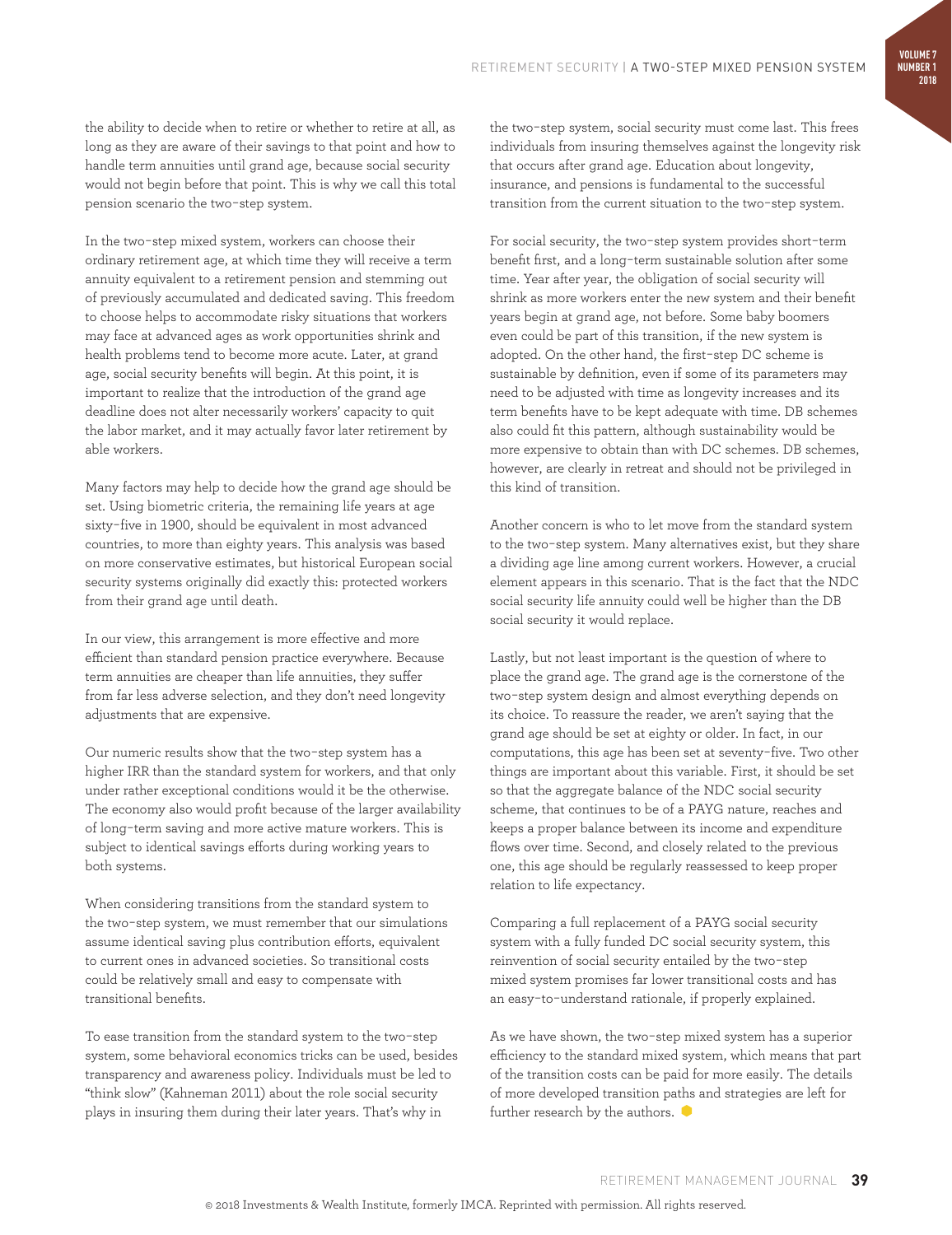the ability to decide when to retire or whether to retire at all, as long as they are aware of their savings to that point and how to handle term annuities until grand age, because social security would not begin before that point. This is why we call this total pension scenario the two-step system.

In the two-step mixed system, workers can choose their ordinary retirement age, at which time they will receive a term annuity equivalent to a retirement pension and stemming out of previously accumulated and dedicated saving. This freedom to choose helps to accommodate risky situations that workers may face at advanced ages as work opportunities shrink and health problems tend to become more acute. Later, at grand age, social security benefits will begin. At this point, it is important to realize that the introduction of the grand age deadline does not alter necessarily workers' capacity to quit the labor market, and it may actually favor later retirement by able workers.

Many factors may help to decide how the grand age should be set. Using biometric criteria, the remaining life years at age sixty-five in 1900, should be equivalent in most advanced countries, to more than eighty years. This analysis was based on more conservative estimates, but historical European social security systems originally did exactly this: protected workers from their grand age until death.

In our view, this arrangement is more effective and more efficient than standard pension practice everywhere. Because term annuities are cheaper than life annuities, they suffer from far less adverse selection, and they don't need longevity adjustments that are expensive.

Our numeric results show that the two-step system has a higher IRR than the standard system for workers, and that only under rather exceptional conditions would it be the otherwise. The economy also would profit because of the larger availability of long-term saving and more active mature workers. This is subject to identical savings efforts during working years to both systems.

When considering transitions from the standard system to the two-step system, we must remember that our simulations assume identical saving plus contribution efforts, equivalent to current ones in advanced societies. So transitional costs could be relatively small and easy to compensate with transitional benefits.

To ease transition from the standard system to the two-step system, some behavioral economics tricks can be used, besides transparency and awareness policy. Individuals must be led to "think slow" (Kahneman 2011) about the role social security plays in insuring them during their later years. That's why in the two-step system, social security must come last. This frees individuals from insuring themselves against the longevity risk that occurs after grand age. Education about longevity, insurance, and pensions is fundamental to the successful transition from the current situation to the two-step system.

For social security, the two-step system provides short-term benefit first, and a long-term sustainable solution after some time. Year after year, the obligation of social security will shrink as more workers enter the new system and their benefit years begin at grand age, not before. Some baby boomers even could be part of this transition, if the new system is adopted. On the other hand, the first-step DC scheme is sustainable by definition, even if some of its parameters may need to be adjusted with time as longevity increases and its term benefits have to be kept adequate with time. DB schemes also could fit this pattern, although sustainability would be more expensive to obtain than with DC schemes. DB schemes, however, are clearly in retreat and should not be privileged in this kind of transition.

Another concern is who to let move from the standard system to the two-step system. Many alternatives exist, but they share a dividing age line among current workers. However, a crucial element appears in this scenario. That is the fact that the NDC social security life annuity could well be higher than the DB social security it would replace.

Lastly, but not least important is the question of where to place the grand age. The grand age is the cornerstone of the two-step system design and almost everything depends on its choice. To reassure the reader, we aren't saying that the grand age should be set at eighty or older. In fact, in our computations, this age has been set at seventy-five. Two other things are important about this variable. First, it should be set so that the aggregate balance of the NDC social security scheme, that continues to be of a PAYG nature, reaches and keeps a proper balance between its income and expenditure flows over time. Second, and closely related to the previous one, this age should be regularly reassessed to keep proper relation to life expectancy.

Comparing a full replacement of a PAYG social security system with a fully funded DC social security system, this reinvention of social security entailed by the two-step mixed system promises far lower transitional costs and has an easy-to-understand rationale, if properly explained.

As we have shown, the two-step mixed system has a superior efficiency to the standard mixed system, which means that part of the transition costs can be paid for more easily. The details of more developed transition paths and strategies are left for further research by the authors.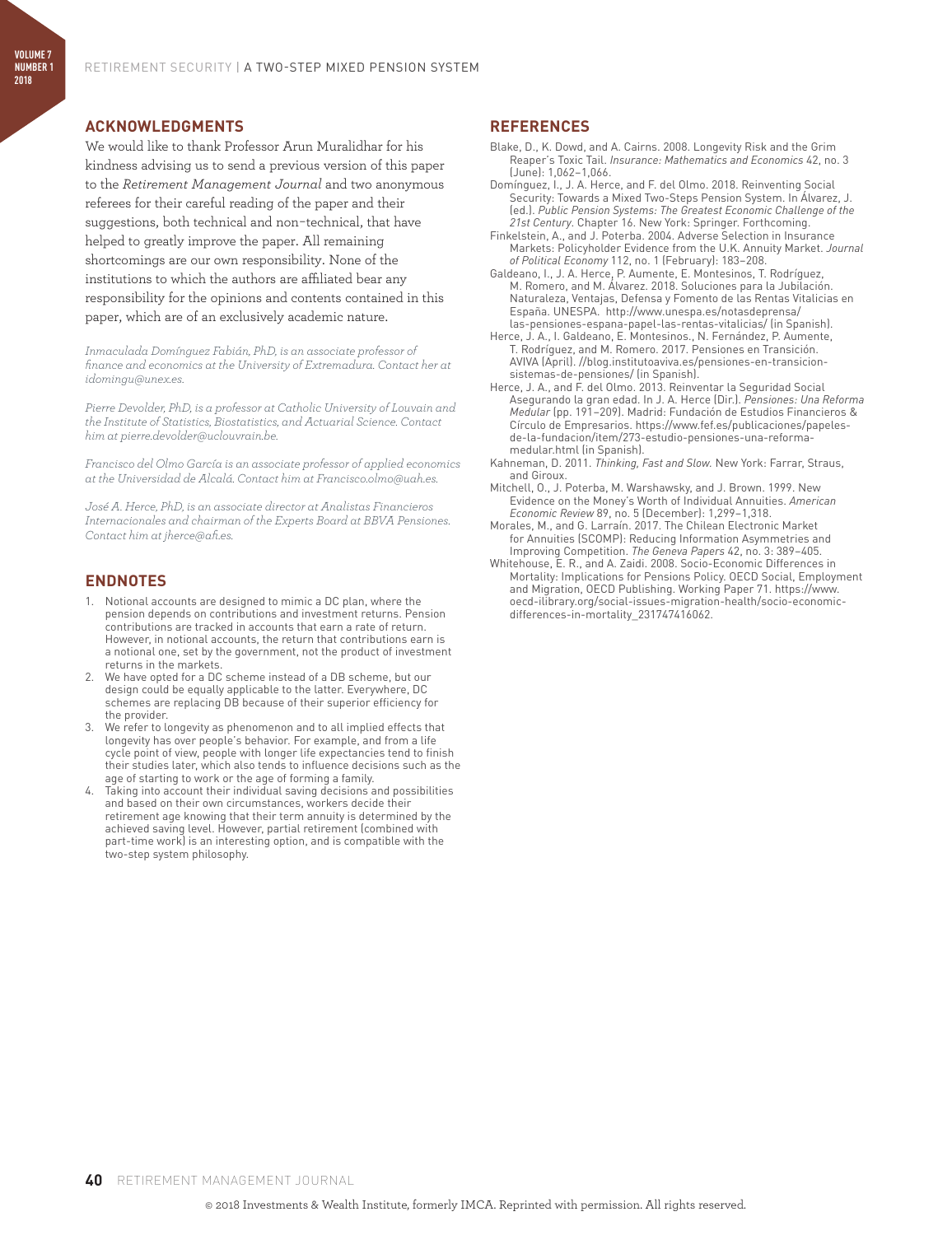## ACKNOWLEDGMENTS

We would like to thank Professor Arun Muralidhar for his kindness advising us to send a previous version of this paper to the *Retirement Management Journal* and two anonymous referees for their careful reading of the paper and their suggestions, both technical and non-technical, that have helped to greatly improve the paper. All remaining shortcomings are our own responsibility. None of the institutions to which the authors are affiliated bear any responsibility for the opinions and contents contained in this paper, which are of an exclusively academic nature.

*Inmaculada Domínguez Fabián, PhD, is an associate professor of finance and economics at the University of Extremadura. Contact her at idomingu@unex.es.*

*Pierre Devolder, PhD, is a professor at Catholic University of Louvain and the Institute of Statistics, Biostatistics, and Actuarial Science. Contact him at pierre.devolder@uclouvrain.be.*

*Francisco del Olmo García is an associate professor of applied economics at the Universidad de Alcalá. Contact him at Francisco.olmo@uah.es.*

*José A. Herce, PhD, is an associate director at Analistas Financieros Internacionales and chairman of the Experts Board at BBVA Pensiones. Contact him at jherce@afi.es.*

## ENDNOTES

1. Notional accounts are designed to mimic a DC plan, where the pension depends on contributions and investment returns. Pension contributions are tracked in accounts that earn a rate of return. However, in notional accounts, the return that contributions earn is a notional one, set by the government, not the product of investment returns in the markets.
2. We have opted for a DC scheme instead of a DB scheme, but our design could be equally applicable to the latter. Everywhere, DC schemes are replacing DB because of their superior efficiency for the provider.
3. We refer to longevity as phenomenon and to all implied effects that longevity has over people's behavior. For example, and from a life cycle point of view, people with longer life expectancies tend to finish their studies later, which also tends to influence decisions such as the age of starting to work or the age of forming a family.
4. Taking into account their individual saving decisions and possibilities and based on their own circumstances, workers decide their retirement age knowing that their term annuity is determined by the achieved saving level. However, partial retirement (combined with part-time work) is an interesting option, and is compatible with the two-step system philosophy.

## REFERENCES

Blake, D., K. Dowd, and A. Cairns. 2008. Longevity Risk and the Grim Reaper's Toxic Tail. *Insurance: Mathematics and Economics* 42, no. 3 (June): 1,062–1,066.

Domínguez, I., J. A. Herce, and F. del Olmo. 2018. Reinventing Social Security: Towards a Mixed Two-Steps Pension System. In Álvarez, J. (ed.). *Public Pension Systems: The Greatest Economic Challenge of the 21st Century*. Chapter 16. New York: Springer. Forthcoming.

Finkelstein, A., and J. Poterba. 2004. Adverse Selection in Insurance Markets: Policyholder Evidence from the U.K. Annuity Market. *Journal of Political Economy* 112, no. 1 (February): 183–208.

Galdeano, I., J. A. Herce, P. Aumente, E. Montesinos, T. Rodríguez, M. Romero, and M. Álvarez. 2018. Soluciones para la Jubilación. Naturaleza, Ventajas, Defensa y Fomento de las Rentas Vitalicias en España. UNESPA. http://www.unespa.es/notasdeprensa/las-pensiones-espana-papel-las-rentas-vitalicias/ (in Spanish).

Herce, J. A., I. Galdeano, E. Montesinos., N. Fernández, P. Aumente, T. Rodríguez, and M. Romero. 2017. Pensiones en Transición. AVIVA (April). //blog.institutoaviva.es/pensiones-en-transicion-sistemas-de-pensiones/ (in Spanish).

Herce, J. A., and F. del Olmo. 2013. Reinventar la Seguridad Social Asegurando la gran edad. In J. A. Herce (Dir.). *Pensiones: Una Reforma Medular* (pp. 191–209). Madrid: Fundación de Estudios Financieros & Círculo de Empresarios. https://www.fef.es/publicaciones/papeles-de-la-fundacion/item/273-estudio-pensiones-una-reforma-medular.html (in Spanish).

Kahneman, D. 2011. *Thinking, Fast and Slow.* New York: Farrar, Straus, and Giroux.

Mitchell, O., J. Poterba, M. Warshawsky, and J. Brown. 1999. New Evidence on the Money's Worth of Individual Annuities. *American Economic Review* 89, no. 5 (December): 1,299–1,318.

Morales, M., and G. Larraín. 2017. The Chilean Electronic Market for Annuities (SCOMP): Reducing Information Asymmetries and Improving Competition. *The Geneva Papers* 42, no. 3: 389–405.

Whitehouse, E. R., and A. Zaidi. 2008. Socio-Economic Differences in Mortality: Implications for Pensions Policy. OECD Social, Employment and Migration, OECD Publishing. Working Paper 71. https://www.oecd-ilibrary.org/social-issues-migration-health/socio-economic-differences-in-mortality_231747416062.

© 2018 Investments & Wealth Institute, formerly IMCA. Reprinted with permission. All rights reserved.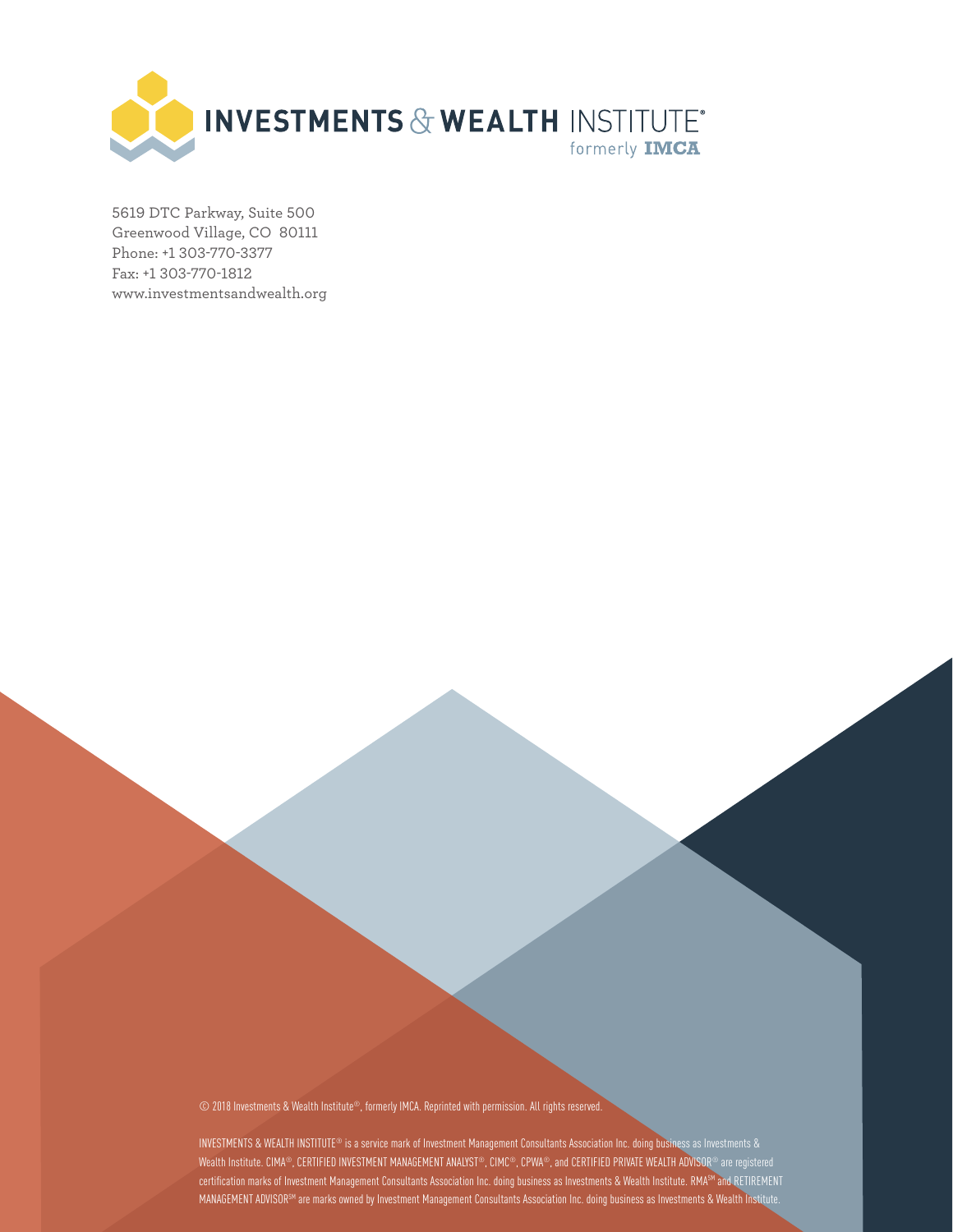INVESTMENTS & WEALTH INSTITUTE®

formerly IMCA

5619 DTC Parkway, Suite 500
Greenwood Village, CO 80111
Phone: +1 303-770-3377
Fax: +1 303-770-1812
www.investmentsandwealth.org

© 2018 Investments & Wealth Institute®, formerly IMCA. Reprinted with permission. All rights reserved.

INVESTMENTS & WEALTH INSTITUTE® is a service mark of Investment Management Consultants Association Inc. doing business as Investments & Wealth Institute. CIMA®, CERTIFIED INVESTMENT MANAGEMENT ANALYST®, CIMC®, CPWA®, and CERTIFIED PRIVATE WEALTH ADVISOR® are registered certification marks of Investment Management Consultants Association Inc. doing business as Investments & Wealth Institute. RMA℠ and RETIREMENT MANAGEMENT ADVISOR℠ are marks owned by Investment Management Consultants Association Inc. doing business as Investments & Wealth Institute.